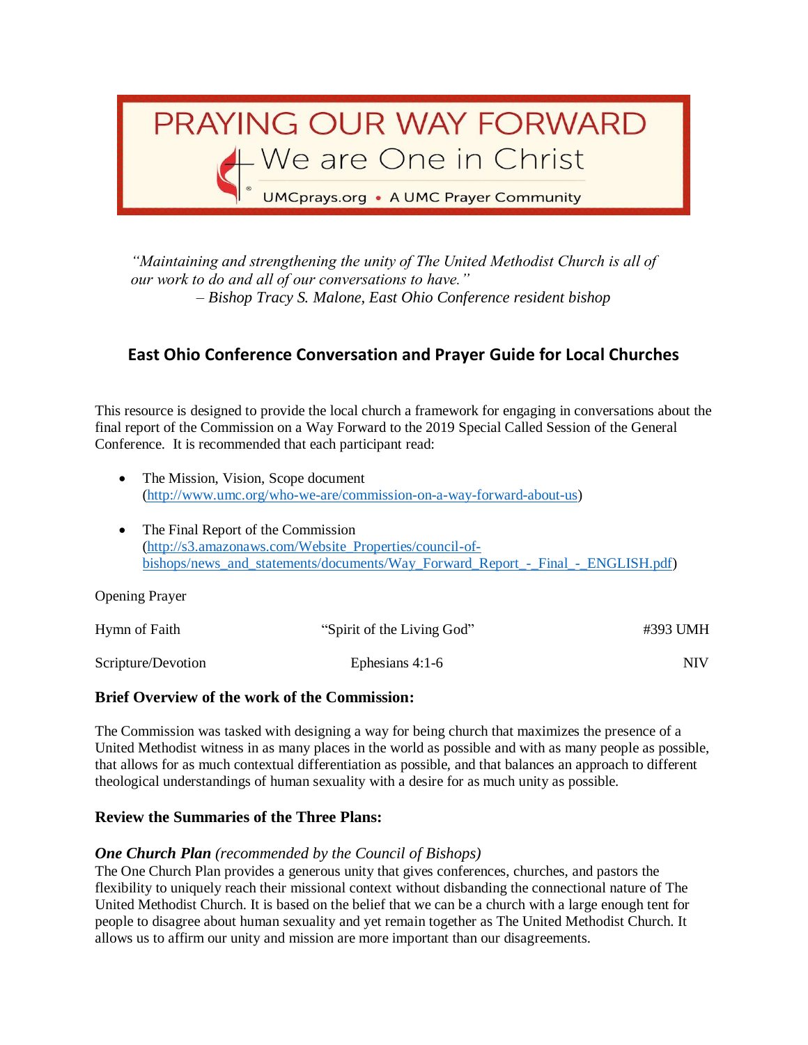# PRAYING OUR WAY FORWARD

We are One in Christ

UMCprays.org • A UMC Prayer Community

*"Maintaining and strengthening the unity of The United Methodist Church is all of our work to do and all of our conversations to have."*
*– Bishop Tracy S. Malone, East Ohio Conference resident bishop*

## East Ohio Conference Conversation and Prayer Guide for Local Churches

This resource is designed to provide the local church a framework for engaging in conversations about the final report of the Commission on a Way Forward to the 2019 Special Called Session of the General Conference. It is recommended that each participant read:

- The Mission, Vision, Scope document (http://www.umc.org/who-we-are/commission-on-a-way-forward-about-us)
- The Final Report of the Commission (http://s3.amazonaws.com/Website_Properties/council-of-bishops/news_and_statements/documents/Way_Forward_Report_-_Final_-_ENGLISH.pdf)

Opening Prayer

| Hymn of Faith | "Spirit of the Living God" | #393 UMH |
| --- | --- | --- |
| Scripture/Devotion | Ephesians 4:1-6 | NIV |

### Brief Overview of the work of the Commission:

The Commission was tasked with designing a way for being church that maximizes the presence of a United Methodist witness in as many places in the world as possible and with as many people as possible, that allows for as much contextual differentiation as possible, and that balances an approach to different theological understandings of human sexuality with a desire for as much unity as possible.

### Review the Summaries of the Three Plans:

***One Church Plan*** *(recommended by the Council of Bishops)*
The One Church Plan provides a generous unity that gives conferences, churches, and pastors the flexibility to uniquely reach their missional context without disbanding the connectional nature of The United Methodist Church. It is based on the belief that we can be a church with a large enough tent for people to disagree about human sexuality and yet remain together as The United Methodist Church. It allows us to affirm our unity and mission are more important than our disagreements.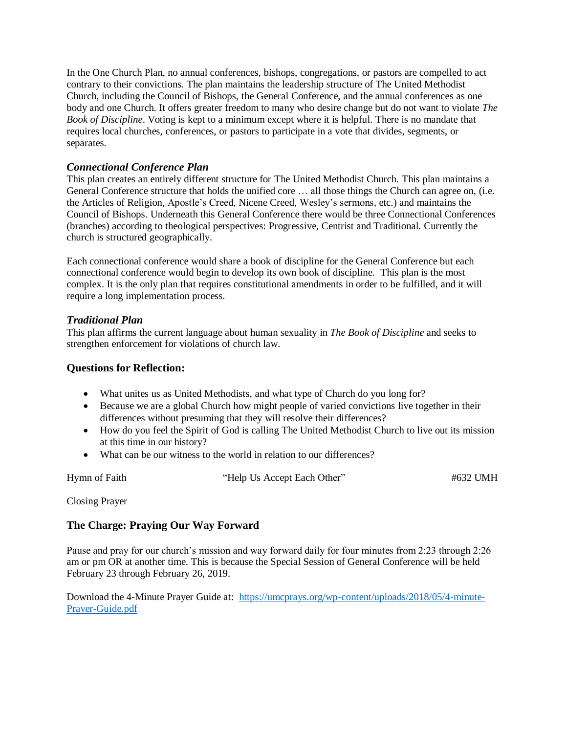In the One Church Plan, no annual conferences, bishops, congregations, or pastors are compelled to act contrary to their convictions. The plan maintains the leadership structure of The United Methodist Church, including the Council of Bishops, the General Conference, and the annual conferences as one body and one Church. It offers greater freedom to many who desire change but do not want to violate *The Book of Discipline*. Voting is kept to a minimum except where it is helpful. There is no mandate that requires local churches, conferences, or pastors to participate in a vote that divides, segments, or separates.

### *Connectional Conference Plan*

This plan creates an entirely different structure for The United Methodist Church. This plan maintains a General Conference structure that holds the unified core … all those things the Church can agree on, (i.e. the Articles of Religion, Apostle's Creed, Nicene Creed, Wesley's sermons, etc.) and maintains the Council of Bishops. Underneath this General Conference there would be three Connectional Conferences (branches) according to theological perspectives: Progressive, Centrist and Traditional. Currently the church is structured geographically.

Each connectional conference would share a book of discipline for the General Conference but each connectional conference would begin to develop its own book of discipline. This plan is the most complex. It is the only plan that requires constitutional amendments in order to be fulfilled, and it will require a long implementation process.

### *Traditional Plan*

This plan affirms the current language about human sexuality in *The Book of Discipline* and seeks to strengthen enforcement for violations of church law.

## Questions for Reflection:

- What unites us as United Methodists, and what type of Church do you long for?
- Because we are a global Church how might people of varied convictions live together in their differences without presuming that they will resolve their differences?
- How do you feel the Spirit of God is calling The United Methodist Church to live out its mission at this time in our history?
- What can be our witness to the world in relation to our differences?

Hymn of Faith "Help Us Accept Each Other" #632 UMH

Closing Prayer

## The Charge: Praying Our Way Forward

Pause and pray for our church's mission and way forward daily for four minutes from 2:23 through 2:26 am or pm OR at another time. This is because the Special Session of General Conference will be held February 23 through February 26, 2019.

Download the 4-Minute Prayer Guide at: https://umcprays.org/wp-content/uploads/2018/05/4-minute-Prayer-Guide.pdf